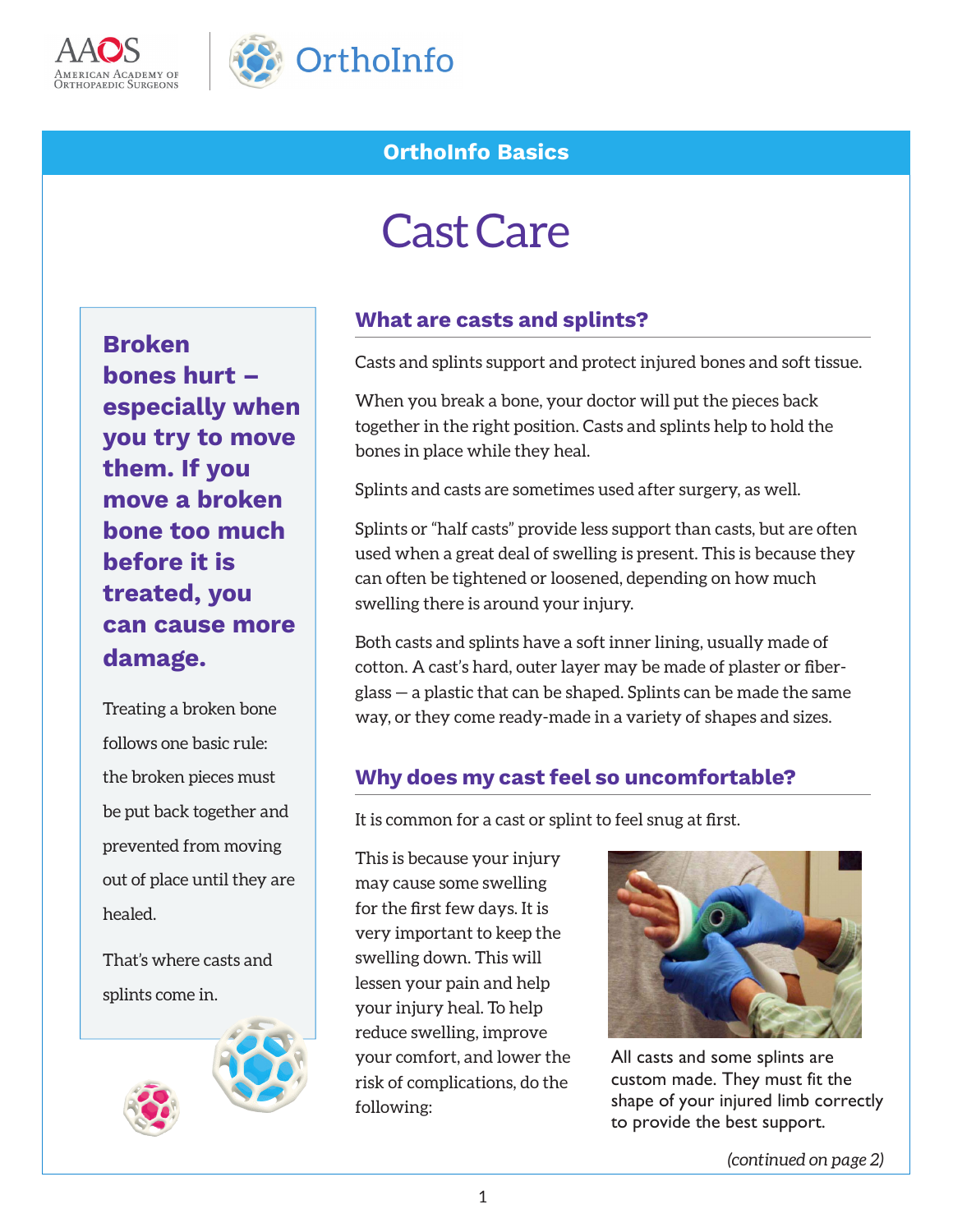OrthoInfo Basics

# Cast Care

**Broken bones hurt – especially when you try to move them. If you move a broken bone too much before it is treated, you can cause more damage.**

Treating a broken bone follows one basic rule: the broken pieces must be put back together and prevented from moving out of place until they are healed.

That's where casts and splints come in.

## What are casts and splints?

Casts and splints support and protect injured bones and soft tissue.

When you break a bone, your doctor will put the pieces back together in the right position. Casts and splints help to hold the bones in place while they heal.

Splints and casts are sometimes used after surgery, as well.

Splints or "half casts" provide less support than casts, but are often used when a great deal of swelling is present. This is because they can often be tightened or loosened, depending on how much swelling there is around your injury.

Both casts and splints have a soft inner lining, usually made of cotton. A cast's hard, outer layer may be made of plaster or fiberglass — a plastic that can be shaped. Splints can be made the same way, or they come ready-made in a variety of shapes and sizes.

## Why does my cast feel so uncomfortable?

It is common for a cast or splint to feel snug at first.

This is because your injury may cause some swelling for the first few days. It is very important to keep the swelling down. This will lessen your pain and help your injury heal. To help reduce swelling, improve your comfort, and lower the risk of complications, do the following:

All casts and some splints are custom made. They must fit the shape of your injured limb correctly to provide the best support.

*(continued on page 2)*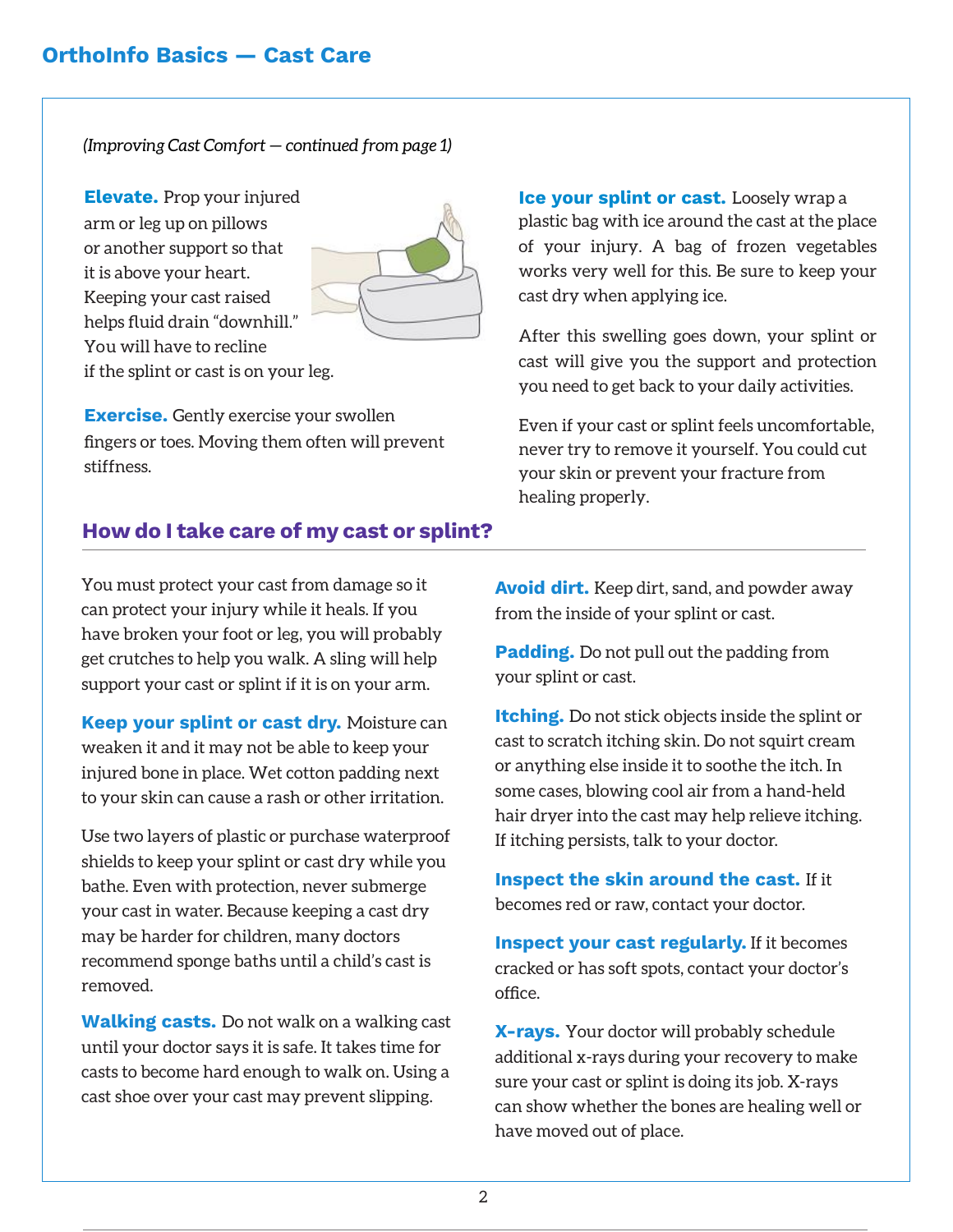*(Improving Cast Comfort — continued from page 1)*

**Elevate.** Prop your injured arm or leg up on pillows or another support so that it is above your heart. Keeping your cast raised helps fluid drain "downhill." You will have to recline if the splint or cast is on your leg.

**Exercise.** Gently exercise your swollen fingers or toes. Moving them often will prevent stiffness.

**Ice your splint or cast.** Loosely wrap a plastic bag with ice around the cast at the place of your injury. A bag of frozen vegetables works very well for this. Be sure to keep your cast dry when applying ice.

After this swelling goes down, your splint or cast will give you the support and protection you need to get back to your daily activities.

Even if your cast or splint feels uncomfortable, never try to remove it yourself. You could cut your skin or prevent your fracture from healing properly.

## How do I take care of my cast or splint?

You must protect your cast from damage so it can protect your injury while it heals. If you have broken your foot or leg, you will probably get crutches to help you walk. A sling will help support your cast or splint if it is on your arm.

**Keep your splint or cast dry.** Moisture can weaken it and it may not be able to keep your injured bone in place. Wet cotton padding next to your skin can cause a rash or other irritation.

Use two layers of plastic or purchase waterproof shields to keep your splint or cast dry while you bathe. Even with protection, never submerge your cast in water. Because keeping a cast dry may be harder for children, many doctors recommend sponge baths until a child's cast is removed.

**Walking casts.** Do not walk on a walking cast until your doctor says it is safe. It takes time for casts to become hard enough to walk on. Using a cast shoe over your cast may prevent slipping.

**Avoid dirt.** Keep dirt, sand, and powder away from the inside of your splint or cast.

**Padding.** Do not pull out the padding from your splint or cast.

**Itching.** Do not stick objects inside the splint or cast to scratch itching skin. Do not squirt cream or anything else inside it to soothe the itch. In some cases, blowing cool air from a hand-held hair dryer into the cast may help relieve itching. If itching persists, talk to your doctor.

**Inspect the skin around the cast.** If it becomes red or raw, contact your doctor.

**Inspect your cast regularly.** If it becomes cracked or has soft spots, contact your doctor's office.

**X-rays.** Your doctor will probably schedule additional x-rays during your recovery to make sure your cast or splint is doing its job. X-rays can show whether the bones are healing well or have moved out of place.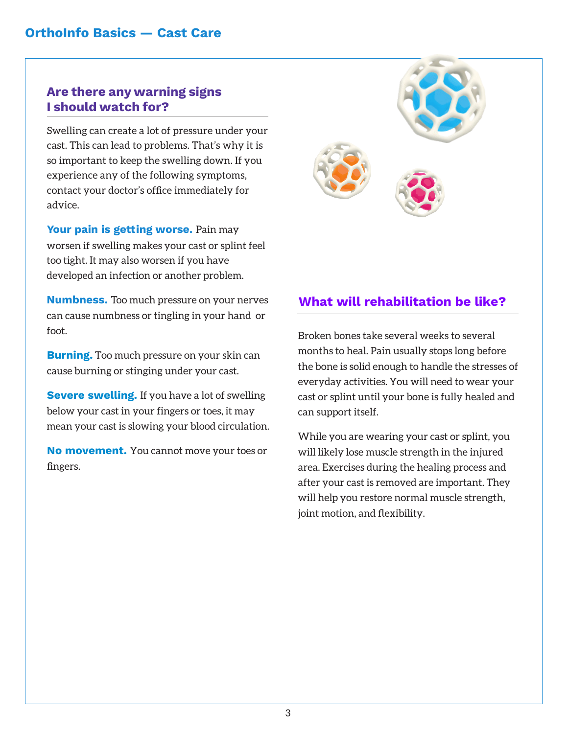## Are there any warning signs I should watch for?

Swelling can create a lot of pressure under your cast. This can lead to problems. That's why it is so important to keep the swelling down. If you experience any of the following symptoms, contact your doctor's office immediately for advice.

**Your pain is getting worse.** Pain may worsen if swelling makes your cast or splint feel too tight. It may also worsen if you have developed an infection or another problem.

**Numbness.** Too much pressure on your nerves can cause numbness or tingling in your hand or foot.

**Burning.** Too much pressure on your skin can cause burning or stinging under your cast.

**Severe swelling.** If you have a lot of swelling below your cast in your fingers or toes, it may mean your cast is slowing your blood circulation.

**No movement.** You cannot move your toes or fingers.

## What will rehabilitation be like?

Broken bones take several weeks to several months to heal. Pain usually stops long before the bone is solid enough to handle the stresses of everyday activities. You will need to wear your cast or splint until your bone is fully healed and can support itself.

While you are wearing your cast or splint, you will likely lose muscle strength in the injured area. Exercises during the healing process and after your cast is removed are important. They will help you restore normal muscle strength, joint motion, and flexibility.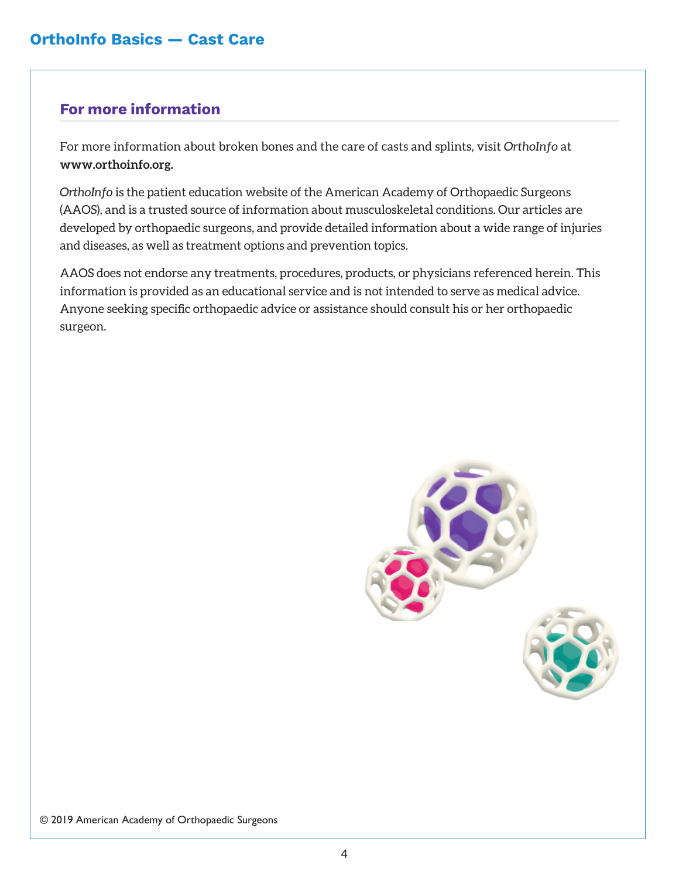## For more information

For more information about broken bones and the care of casts and splints, visit *OrthoInfo* at **www.orthoinfo.org.**

*OrthoInfo* is the patient education website of the American Academy of Orthopaedic Surgeons (AAOS), and is a trusted source of information about musculoskeletal conditions. Our articles are developed by orthopaedic surgeons, and provide detailed information about a wide range of injuries and diseases, as well as treatment options and prevention topics.

AAOS does not endorse any treatments, procedures, products, or physicians referenced herein. This information is provided as an educational service and is not intended to serve as medical advice. Anyone seeking specific orthopaedic advice or assistance should consult his or her orthopaedic surgeon.

© 2019 American Academy of Orthopaedic Surgeons